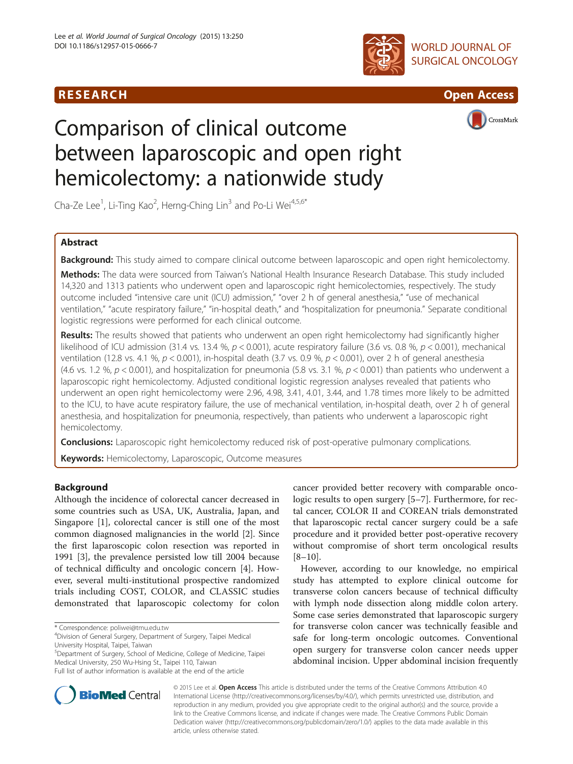RESEARCH Open Access

# Comparison of clinical outcome between laparoscopic and open right hemicolectomy: a nationwide study

Cha-Ze Lee[1], Li-Ting Kao[2], Herng-Ching Lin[3] and Po-Li Wei[4,5,6*]

## Abstract

**Background:** This study aimed to compare clinical outcome between laparoscopic and open right hemicolectomy.

**Methods:** The data were sourced from Taiwan's National Health Insurance Research Database. This study included 14,320 and 1313 patients who underwent open and laparoscopic right hemicolectomies, respectively. The study outcome included "intensive care unit (ICU) admission," "over 2 h of general anesthesia," "use of mechanical ventilation," "acute respiratory failure," "in-hospital death," and "hospitalization for pneumonia." Separate conditional logistic regressions were performed for each clinical outcome.

**Results:** The results showed that patients who underwent an open right hemicolectomy had significantly higher likelihood of ICU admission (31.4 vs. 13.4 %, $p < 0.001$), acute respiratory failure (3.6 vs. 0.8 %, $p < 0.001$), mechanical ventilation (12.8 vs. 4.1 %, $p < 0.001$), in-hospital death (3.7 vs. 0.9 %, $p < 0.001$), over 2 h of general anesthesia (4.6 vs. 1.2 %, $p < 0.001$), and hospitalization for pneumonia (5.8 vs. 3.1 %, $p < 0.001$) than patients who underwent a laparoscopic right hemicolectomy. Adjusted conditional logistic regression analyses revealed that patients who underwent an open right hemicolectomy were 2.96, 4.98, 3.41, 4.01, 3.44, and 1.78 times more likely to be admitted to the ICU, to have acute respiratory failure, the use of mechanical ventilation, in-hospital death, over 2 h of general anesthesia, and hospitalization for pneumonia, respectively, than patients who underwent a laparoscopic right hemicolectomy.

**Conclusions:** Laparoscopic right hemicolectomy reduced risk of post-operative pulmonary complications.

**Keywords:** Hemicolectomy, Laparoscopic, Outcome measures

## Background

Although the incidence of colorectal cancer decreased in some countries such as USA, UK, Australia, Japan, and Singapore [1], colorectal cancer is still one of the most common diagnosed malignancies in the world [2]. Since the first laparoscopic colon resection was reported in 1991 [3], the prevalence persisted low till 2004 because of technical difficulty and oncologic concern [4]. However, several multi-institutional prospective randomized trials including COST, COLOR, and CLASSIC studies demonstrated that laparoscopic colectomy for colon cancer provided better recovery with comparable oncologic results to open surgery [5–7]. Furthermore, for rectal cancer, COLOR II and COREAN trials demonstrated that laparoscopic rectal cancer surgery could be a safe procedure and it provided better post-operative recovery without compromise of short term oncological results [8–10].

However, according to our knowledge, no empirical study has attempted to explore clinical outcome for transverse colon cancers because of technical difficulty with lymph node dissection along middle colon artery. Some case series demonstrated that laparoscopic surgery for transverse colon cancer was technically feasible and safe for long-term oncologic outcomes. Conventional open surgery for transverse colon cancer needs upper abdominal incision. Upper abdominal incision frequently

\* Correspondence: poliwei@tmu.edu.tw
[4]Division of General Surgery, Department of Surgery, Taipei Medical University Hospital, Taipei, Taiwan
[5]Department of Surgery, School of Medicine, College of Medicine, Taipei Medical University, 250 Wu-Hsing St., Taipei 110, Taiwan
Full list of author information is available at the end of the article

© 2015 Lee et al. **Open Access** This article is distributed under the terms of the Creative Commons Attribution 4.0 International License (http://creativecommons.org/licenses/by/4.0/), which permits unrestricted use, distribution, and reproduction in any medium, provided you give appropriate credit to the original author(s) and the source, provide a link to the Creative Commons license, and indicate if changes were made. The Creative Commons Public Domain Dedication waiver (http://creativecommons.org/publicdomain/zero/1.0/) applies to the data made available in this article, unless otherwise stated.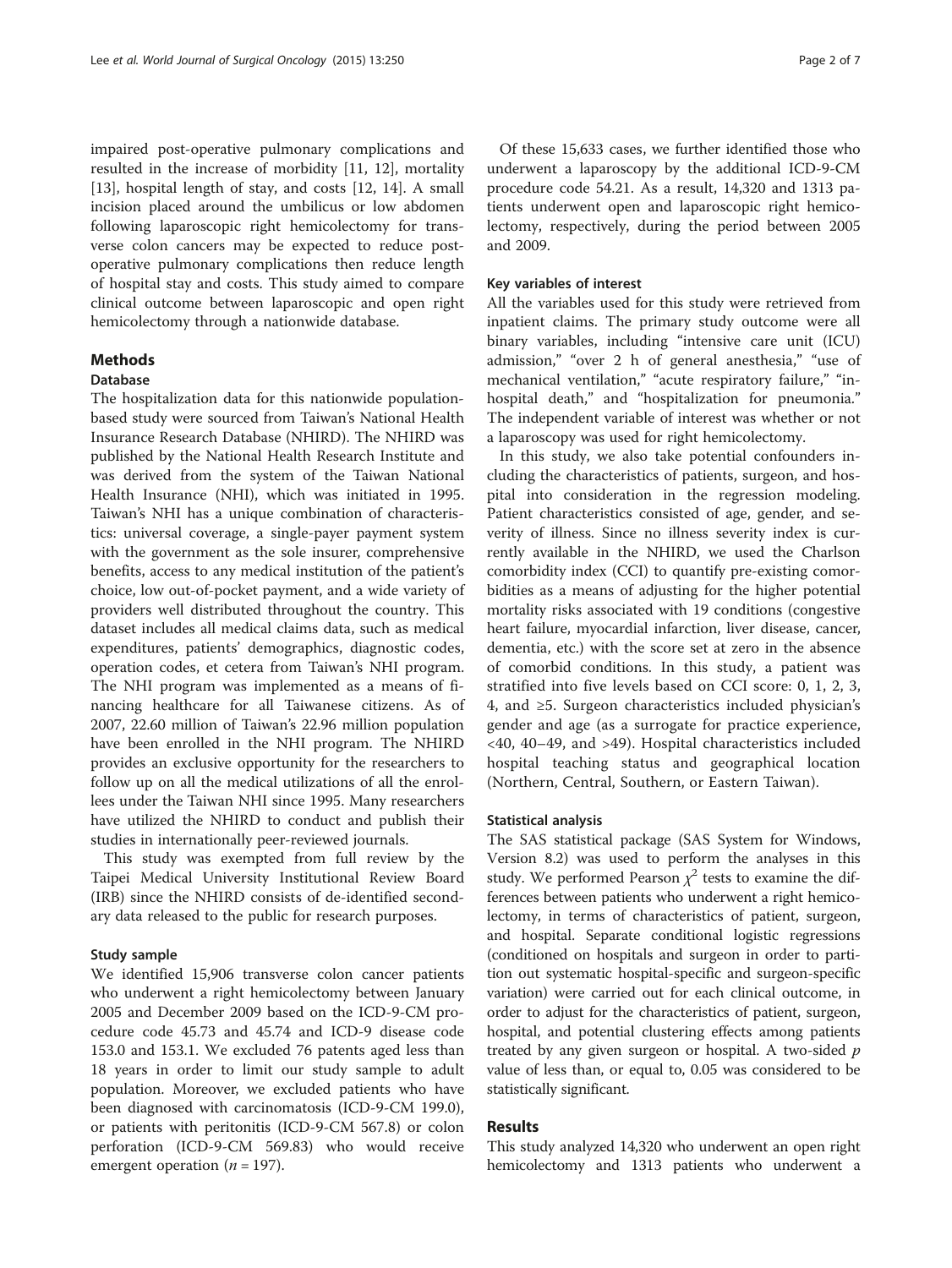impaired post-operative pulmonary complications and resulted in the increase of morbidity [11, 12], mortality [13], hospital length of stay, and costs [12, 14]. A small incision placed around the umbilicus or low abdomen following laparoscopic right hemicolectomy for transverse colon cancers may be expected to reduce post-operative pulmonary complications then reduce length of hospital stay and costs. This study aimed to compare clinical outcome between laparoscopic and open right hemicolectomy through a nationwide database.

## Methods

### Database

The hospitalization data for this nationwide population-based study were sourced from Taiwan's National Health Insurance Research Database (NHIRD). The NHIRD was published by the National Health Research Institute and was derived from the system of the Taiwan National Health Insurance (NHI), which was initiated in 1995. Taiwan's NHI has a unique combination of characteristics: universal coverage, a single-payer payment system with the government as the sole insurer, comprehensive benefits, access to any medical institution of the patient's choice, low out-of-pocket payment, and a wide variety of providers well distributed throughout the country. This dataset includes all medical claims data, such as medical expenditures, patients' demographics, diagnostic codes, operation codes, et cetera from Taiwan's NHI program. The NHI program was implemented as a means of financing healthcare for all Taiwanese citizens. As of 2007, 22.60 million of Taiwan's 22.96 million population have been enrolled in the NHI program. The NHIRD provides an exclusive opportunity for the researchers to follow up on all the medical utilizations of all the enrollees under the Taiwan NHI since 1995. Many researchers have utilized the NHIRD to conduct and publish their studies in internationally peer-reviewed journals.

This study was exempted from full review by the Taipei Medical University Institutional Review Board (IRB) since the NHIRD consists of de-identified secondary data released to the public for research purposes.

### Study sample

We identified 15,906 transverse colon cancer patients who underwent a right hemicolectomy between January 2005 and December 2009 based on the ICD-9-CM procedure code 45.73 and 45.74 and ICD-9 disease code 153.0 and 153.1. We excluded 76 patents aged less than 18 years in order to limit our study sample to adult population. Moreover, we excluded patients who have been diagnosed with carcinomatosis (ICD-9-CM 199.0), or patients with peritonitis (ICD-9-CM 567.8) or colon perforation (ICD-9-CM 569.83) who would receive emergent operation ($n = 197$).

Of these 15,633 cases, we further identified those who underwent a laparoscopy by the additional ICD-9-CM procedure code 54.21. As a result, 14,320 and 1313 patients underwent open and laparoscopic right hemicolectomy, respectively, during the period between 2005 and 2009.

### Key variables of interest

All the variables used for this study were retrieved from inpatient claims. The primary study outcome were all binary variables, including "intensive care unit (ICU) admission," "over 2 h of general anesthesia," "use of mechanical ventilation," "acute respiratory failure," "in-hospital death," and "hospitalization for pneumonia." The independent variable of interest was whether or not a laparoscopy was used for right hemicolectomy.

In this study, we also take potential confounders including the characteristics of patients, surgeon, and hospital into consideration in the regression modeling. Patient characteristics consisted of age, gender, and severity of illness. Since no illness severity index is currently available in the NHIRD, we used the Charlson comorbidity index (CCI) to quantify pre-existing comorbidities as a means of adjusting for the higher potential mortality risks associated with 19 conditions (congestive heart failure, myocardial infarction, liver disease, cancer, dementia, etc.) with the score set at zero in the absence of comorbid conditions. In this study, a patient was stratified into five levels based on CCI score: 0, 1, 2, 3, 4, and ≥5. Surgeon characteristics included physician's gender and age (as a surrogate for practice experience, <40, 40–49, and >49). Hospital characteristics included hospital teaching status and geographical location (Northern, Central, Southern, or Eastern Taiwan).

### Statistical analysis

The SAS statistical package (SAS System for Windows, Version 8.2) was used to perform the analyses in this study. We performed Pearson $\chi^2$ tests to examine the differences between patients who underwent a right hemicolectomy, in terms of characteristics of patient, surgeon, and hospital. Separate conditional logistic regressions (conditioned on hospitals and surgeon in order to partition out systematic hospital-specific and surgeon-specific variation) were carried out for each clinical outcome, in order to adjust for the characteristics of patient, surgeon, hospital, and potential clustering effects among patients treated by any given surgeon or hospital. A two-sided $p$ value of less than, or equal to, 0.05 was considered to be statistically significant.

## Results

This study analyzed 14,320 who underwent an open right hemicolectomy and 1313 patients who underwent a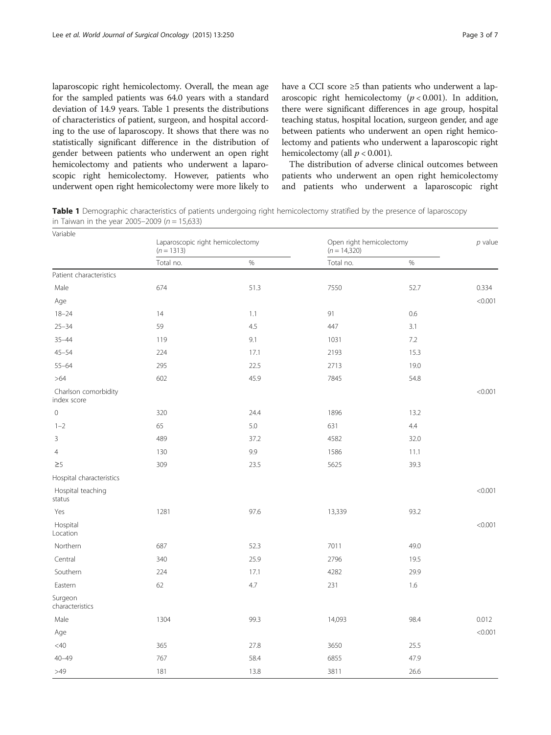laparoscopic right hemicolectomy. Overall, the mean age for the sampled patients was 64.0 years with a standard deviation of 14.9 years. Table 1 presents the distributions of characteristics of patient, surgeon, and hospital according to the use of laparoscopy. It shows that there was no statistically significant difference in the distribution of gender between patients who underwent an open right hemicolectomy and patients who underwent a laparoscopic right hemicolectomy. However, patients who underwent open right hemicolectomy were more likely to have a CCI score ≥5 than patients who underwent a laparoscopic right hemicolectomy ($p < 0.001$). In addition, there were significant differences in age group, hospital teaching status, hospital location, surgeon gender, and age between patients who underwent an open right hemicolectomy and patients who underwent a laparoscopic right hemicolectomy (all $p < 0.001$).

The distribution of adverse clinical outcomes between patients who underwent an open right hemicolectomy and patients who underwent a laparoscopic right

**Table 1** Demographic characteristics of patients undergoing right hemicolectomy stratified by the presence of laparoscopy in Taiwan in the year 2005–2009 ($n = 15{,}633$)

| Variable | Laparoscopic right hemicolectomy ($n = 1313$) | | Open right hemicolectomy ($n = 14{,}320$) | | $p$ value |
|---|---|---|---|---|---|
| | Total no. | % | Total no. | % | |
| Patient characteristics | | | | | |
| Male | 674 | 51.3 | 7550 | 52.7 | 0.334 |
| Age | | | | | <0.001 |
| 18–24 | 14 | 1.1 | 91 | 0.6 | |
| 25–34 | 59 | 4.5 | 447 | 3.1 | |
| 35–44 | 119 | 9.1 | 1031 | 7.2 | |
| 45–54 | 224 | 17.1 | 2193 | 15.3 | |
| 55–64 | 295 | 22.5 | 2713 | 19.0 | |
| >64 | 602 | 45.9 | 7845 | 54.8 | |
| Charlson comorbidity index score | | | | | <0.001 |
| 0 | 320 | 24.4 | 1896 | 13.2 | |
| 1–2 | 65 | 5.0 | 631 | 4.4 | |
| 3 | 489 | 37.2 | 4582 | 32.0 | |
| 4 | 130 | 9.9 | 1586 | 11.1 | |
| ≥5 | 309 | 23.5 | 5625 | 39.3 | |
| Hospital characteristics | | | | | |
| Hospital teaching status | | | | | <0.001 |
| Yes | 1281 | 97.6 | 13,339 | 93.2 | |
| Hospital Location | | | | | <0.001 |
| Northern | 687 | 52.3 | 7011 | 49.0 | |
| Central | 340 | 25.9 | 2796 | 19.5 | |
| Southern | 224 | 17.1 | 4282 | 29.9 | |
| Eastern | 62 | 4.7 | 231 | 1.6 | |
| Surgeon characteristics | | | | | |
| Male | 1304 | 99.3 | 14,093 | 98.4 | 0.012 |
| Age | | | | | <0.001 |
| <40 | 365 | 27.8 | 3650 | 25.5 | |
| 40–49 | 767 | 58.4 | 6855 | 47.9 | |
| >49 | 181 | 13.8 | 3811 | 26.6 | |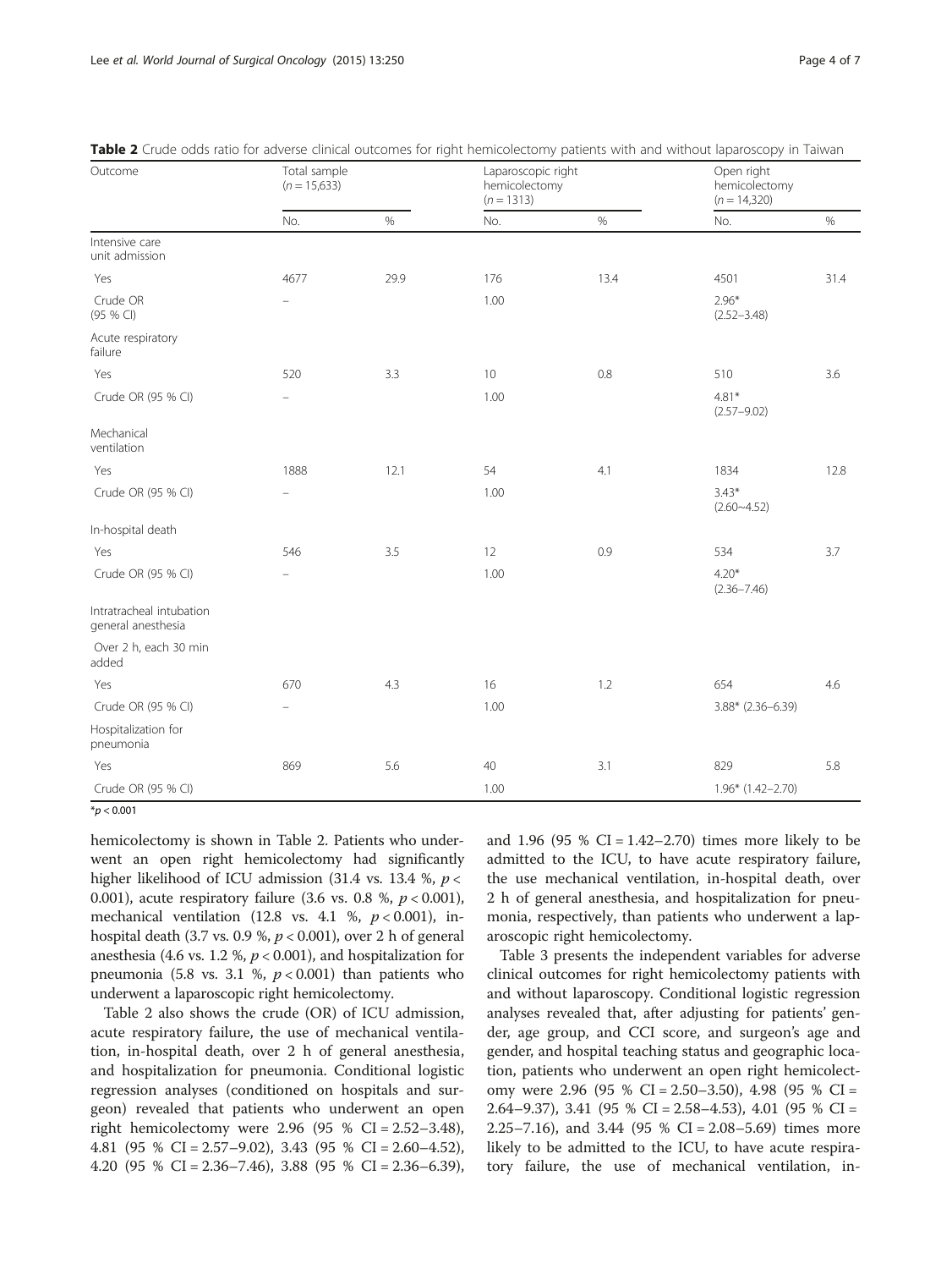**Table 2** Crude odds ratio for adverse clinical outcomes for right hemicolectomy patients with and without laparoscopy in Taiwan

| Outcome | Total sample ($n = 15,633$) | | Laparoscopic right hemicolectomy ($n = 1313$) | | Open right hemicolectomy ($n = 14,320$) | |
|---|---|---|---|---|---|---|
| | No. | % | No. | % | No. | % |
| Intensive care unit admission | | | | | | |
| Yes | 4677 | 29.9 | 176 | 13.4 | 4501 | 31.4 |
| Crude OR (95 % CI) | – | | 1.00 | | 2.96* (2.52–3.48) | |
| Acute respiratory failure | | | | | | |
| Yes | 520 | 3.3 | 10 | 0.8 | 510 | 3.6 |
| Crude OR (95 % CI) | – | | 1.00 | | 4.81* (2.57–9.02) | |
| Mechanical ventilation | | | | | | |
| Yes | 1888 | 12.1 | 54 | 4.1 | 1834 | 12.8 |
| Crude OR (95 % CI) | – | | 1.00 | | 3.43* (2.60~4.52) | |
| In-hospital death | | | | | | |
| Yes | 546 | 3.5 | 12 | 0.9 | 534 | 3.7 |
| Crude OR (95 % CI) | – | | 1.00 | | 4.20* (2.36–7.46) | |
| Intratracheal intubation general anesthesia | | | | | | |
| Over 2 h, each 30 min added | | | | | | |
| Yes | 670 | 4.3 | 16 | 1.2 | 654 | 4.6 |
| Crude OR (95 % CI) | – | | 1.00 | | 3.88* (2.36–6.39) | |
| Hospitalization for pneumonia | | | | | | |
| Yes | 869 | 5.6 | 40 | 3.1 | 829 | 5.8 |
| Crude OR (95 % CI) | | | 1.00 | | 1.96* (1.42–2.70) | |

*$p < 0.001$

hemicolectomy is shown in Table 2. Patients who underwent an open right hemicolectomy had significantly higher likelihood of ICU admission (31.4 vs. 13.4 %, $p <$ 0.001), acute respiratory failure (3.6 vs. 0.8 %, $p < 0.001$), mechanical ventilation (12.8 vs. 4.1 %, $p < 0.001$), in-hospital death (3.7 vs. 0.9 %, $p < 0.001$), over 2 h of general anesthesia (4.6 vs. 1.2 %, $p < 0.001$), and hospitalization for pneumonia (5.8 vs. 3.1 %, $p < 0.001$) than patients who underwent a laparoscopic right hemicolectomy.

Table 2 also shows the crude (OR) of ICU admission, acute respiratory failure, the use of mechanical ventilation, in-hospital death, over 2 h of general anesthesia, and hospitalization for pneumonia. Conditional logistic regression analyses (conditioned on hospitals and surgeon) revealed that patients who underwent an open right hemicolectomy were 2.96 (95 % CI = 2.52–3.48), 4.81 (95 % CI = 2.57–9.02), 3.43 (95 % CI = 2.60–4.52), 4.20 (95 % CI = 2.36–7.46), 3.88 (95 % CI = 2.36–6.39), and 1.96 (95 % CI = 1.42–2.70) times more likely to be admitted to the ICU, to have acute respiratory failure, the use mechanical ventilation, in-hospital death, over 2 h of general anesthesia, and hospitalization for pneumonia, respectively, than patients who underwent a laparoscopic right hemicolectomy.

Table 3 presents the independent variables for adverse clinical outcomes for right hemicolectomy patients with and without laparoscopy. Conditional logistic regression analyses revealed that, after adjusting for patients' gender, age group, and CCI score, and surgeon's age and gender, and hospital teaching status and geographic location, patients who underwent an open right hemicolectomy were 2.96 (95 % CI = 2.50–3.50), 4.98 (95 % CI = 2.64–9.37), 3.41 (95 % CI = 2.58–4.53), 4.01 (95 % CI = 2.25–7.16), and 3.44 (95 % CI = 2.08–5.69) times more likely to be admitted to the ICU, to have acute respiratory failure, the use of mechanical ventilation, in-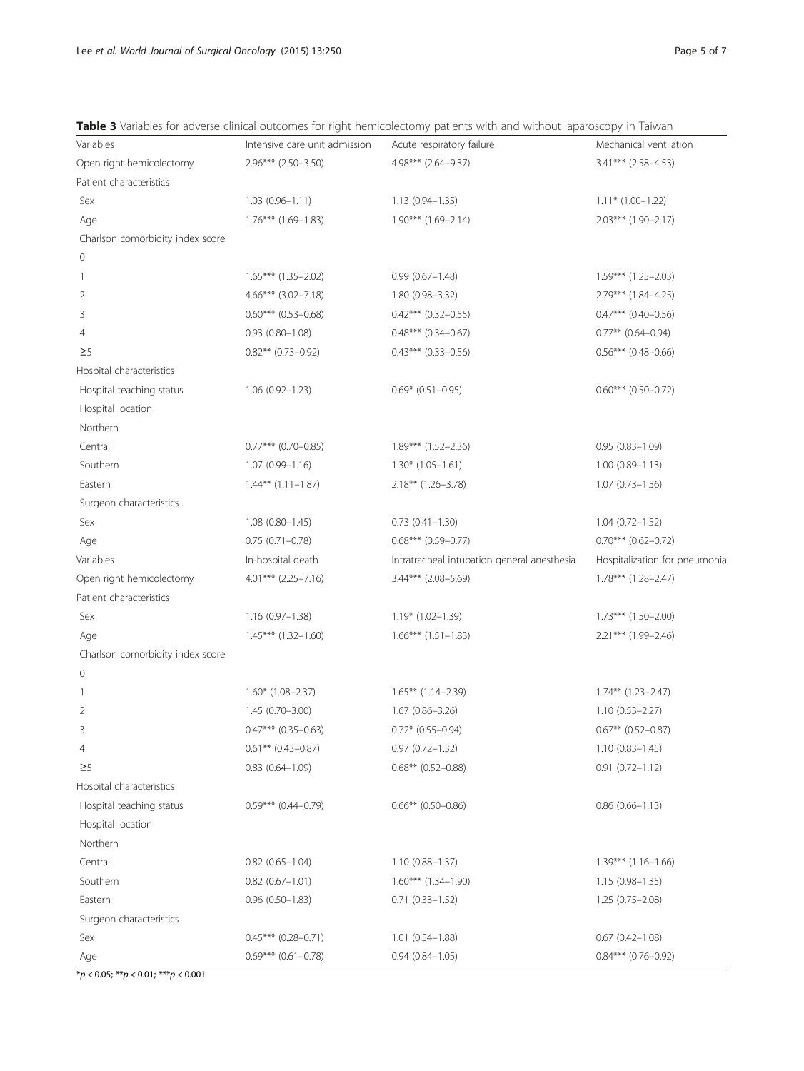**Table 3** Variables for adverse clinical outcomes for right hemicolectomy patients with and without laparoscopy in Taiwan

| Variables | Intensive care unit admission | Acute respiratory failure | Mechanical ventilation |
|---|---|---|---|
| Open right hemicolectomy | 2.96*** (2.50–3.50) | 4.98*** (2.64–9.37) | 3.41*** (2.58–4.53) |
| Patient characteristics | | | |
| Sex | 1.03 (0.96–1.11) | 1.13 (0.94–1.35) | 1.11* (1.00–1.22) |
| Age | 1.76*** (1.69–1.83) | 1.90*** (1.69–2.14) | 2.03*** (1.90–2.17) |
| Charlson comorbidity index score | | | |
| 0 | | | |
| 1 | 1.65*** (1.35–2.02) | 0.99 (0.67–1.48) | 1.59*** (1.25–2.03) |
| 2 | 4.66*** (3.02–7.18) | 1.80 (0.98–3.32) | 2.79*** (1.84–4.25) |
| 3 | 0.60*** (0.53–0.68) | 0.42*** (0.32–0.55) | 0.47*** (0.40–0.56) |
| 4 | 0.93 (0.80–1.08) | 0.48*** (0.34–0.67) | 0.77** (0.64–0.94) |
| ≥5 | 0.82** (0.73–0.92) | 0.43*** (0.33–0.56) | 0.56*** (0.48–0.66) |
| Hospital characteristics | | | |
| Hospital teaching status | 1.06 (0.92–1.23) | 0.69* (0.51–0.95) | 0.60*** (0.50–0.72) |
| Hospital location | | | |
| Northern | | | |
| Central | 0.77*** (0.70–0.85) | 1.89*** (1.52–2.36) | 0.95 (0.83–1.09) |
| Southern | 1.07 (0.99–1.16) | 1.30* (1.05–1.61) | 1.00 (0.89–1.13) |
| Eastern | 1.44** (1.11–1.87) | 2.18** (1.26–3.78) | 1.07 (0.73–1.56) |
| Surgeon characteristics | | | |
| Sex | 1.08 (0.80–1.45) | 0.73 (0.41–1.30) | 1.04 (0.72–1.52) |
| Age | 0.75 (0.71–0.78) | 0.68*** (0.59–0.77) | 0.70*** (0.62–0.72) |
| Variables | In-hospital death | Intratracheal intubation general anesthesia | Hospitalization for pneumonia |
| Open right hemicolectomy | 4.01*** (2.25–7.16) | 3.44*** (2.08–5.69) | 1.78*** (1.28–2.47) |
| Patient characteristics | | | |
| Sex | 1.16 (0.97–1.38) | 1.19* (1.02–1.39) | 1.73*** (1.50–2.00) |
| Age | 1.45*** (1.32–1.60) | 1.66*** (1.51–1.83) | 2.21*** (1.99–2.46) |
| Charlson comorbidity index score | | | |
| 0 | | | |
| 1 | 1.60* (1.08–2.37) | 1.65** (1.14–2.39) | 1.74** (1.23–2.47) |
| 2 | 1.45 (0.70–3.00) | 1.67 (0.86–3.26) | 1.10 (0.53–2.27) |
| 3 | 0.47*** (0.35–0.63) | 0.72* (0.55–0.94) | 0.67** (0.52–0.87) |
| 4 | 0.61** (0.43–0.87) | 0.97 (0.72–1.32) | 1.10 (0.83–1.45) |
| ≥5 | 0.83 (0.64–1.09) | 0.68** (0.52–0.88) | 0.91 (0.72–1.12) |
| Hospital characteristics | | | |
| Hospital teaching status | 0.59*** (0.44–0.79) | 0.66** (0.50–0.86) | 0.86 (0.66–1.13) |
| Hospital location | | | |
| Northern | | | |
| Central | 0.82 (0.65–1.04) | 1.10 (0.88–1.37) | 1.39*** (1.16–1.66) |
| Southern | 0.82 (0.67–1.01) | 1.60*** (1.34–1.90) | 1.15 (0.98–1.35) |
| Eastern | 0.96 (0.50–1.83) | 0.71 (0.33–1.52) | 1.25 (0.75–2.08) |
| Surgeon characteristics | | | |
| Sex | 0.45*** (0.28–0.71) | 1.01 (0.54–1.88) | 0.67 (0.42–1.08) |
| Age | 0.69*** (0.61–0.78) | 0.94 (0.84–1.05) | 0.84*** (0.76–0.92) |

*$p < 0.05$; **$p < 0.01$; ***$p < 0.001$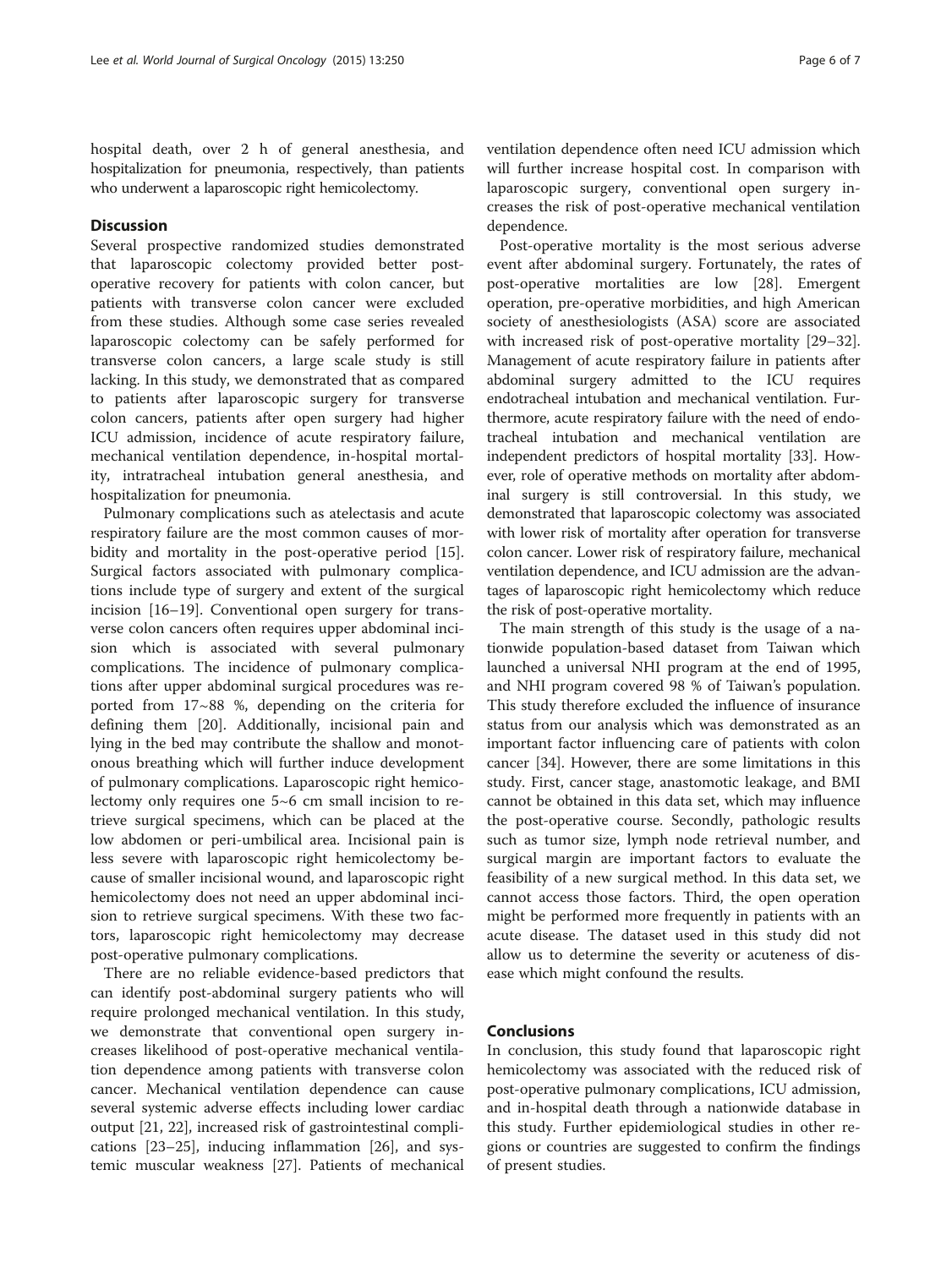hospital death, over 2 h of general anesthesia, and hospitalization for pneumonia, respectively, than patients who underwent a laparoscopic right hemicolectomy.

## Discussion

Several prospective randomized studies demonstrated that laparoscopic colectomy provided better post-operative recovery for patients with colon cancer, but patients with transverse colon cancer were excluded from these studies. Although some case series revealed laparoscopic colectomy can be safely performed for transverse colon cancers, a large scale study is still lacking. In this study, we demonstrated that as compared to patients after laparoscopic surgery for transverse colon cancers, patients after open surgery had higher ICU admission, incidence of acute respiratory failure, mechanical ventilation dependence, in-hospital mortality, intratracheal intubation general anesthesia, and hospitalization for pneumonia.

Pulmonary complications such as atelectasis and acute respiratory failure are the most common causes of morbidity and mortality in the post-operative period [15]. Surgical factors associated with pulmonary complications include type of surgery and extent of the surgical incision [16–19]. Conventional open surgery for transverse colon cancers often requires upper abdominal incision which is associated with several pulmonary complications. The incidence of pulmonary complications after upper abdominal surgical procedures was reported from 17~88 %, depending on the criteria for defining them [20]. Additionally, incisional pain and lying in the bed may contribute the shallow and monotonous breathing which will further induce development of pulmonary complications. Laparoscopic right hemicolectomy only requires one 5~6 cm small incision to retrieve surgical specimens, which can be placed at the low abdomen or peri-umbilical area. Incisional pain is less severe with laparoscopic right hemicolectomy because of smaller incisional wound, and laparoscopic right hemicolectomy does not need an upper abdominal incision to retrieve surgical specimens. With these two factors, laparoscopic right hemicolectomy may decrease post-operative pulmonary complications.

There are no reliable evidence-based predictors that can identify post-abdominal surgery patients who will require prolonged mechanical ventilation. In this study, we demonstrate that conventional open surgery increases likelihood of post-operative mechanical ventilation dependence among patients with transverse colon cancer. Mechanical ventilation dependence can cause several systemic adverse effects including lower cardiac output [21, 22], increased risk of gastrointestinal complications [23–25], inducing inflammation [26], and systemic muscular weakness [27]. Patients of mechanical ventilation dependence often need ICU admission which will further increase hospital cost. In comparison with laparoscopic surgery, conventional open surgery increases the risk of post-operative mechanical ventilation dependence.

Post-operative mortality is the most serious adverse event after abdominal surgery. Fortunately, the rates of post-operative mortalities are low [28]. Emergent operation, pre-operative morbidities, and high American society of anesthesiologists (ASA) score are associated with increased risk of post-operative mortality [29–32]. Management of acute respiratory failure in patients after abdominal surgery admitted to the ICU requires endotracheal intubation and mechanical ventilation. Furthermore, acute respiratory failure with the need of endotracheal intubation and mechanical ventilation are independent predictors of hospital mortality [33]. However, role of operative methods on mortality after abdominal surgery is still controversial. In this study, we demonstrated that laparoscopic colectomy was associated with lower risk of mortality after operation for transverse colon cancer. Lower risk of respiratory failure, mechanical ventilation dependence, and ICU admission are the advantages of laparoscopic right hemicolectomy which reduce the risk of post-operative mortality.

The main strength of this study is the usage of a nationwide population-based dataset from Taiwan which launched a universal NHI program at the end of 1995, and NHI program covered 98 % of Taiwan's population. This study therefore excluded the influence of insurance status from our analysis which was demonstrated as an important factor influencing care of patients with colon cancer [34]. However, there are some limitations in this study. First, cancer stage, anastomotic leakage, and BMI cannot be obtained in this data set, which may influence the post-operative course. Secondly, pathologic results such as tumor size, lymph node retrieval number, and surgical margin are important factors to evaluate the feasibility of a new surgical method. In this data set, we cannot access those factors. Third, the open operation might be performed more frequently in patients with an acute disease. The dataset used in this study did not allow us to determine the severity or acuteness of disease which might confound the results.

## Conclusions

In conclusion, this study found that laparoscopic right hemicolectomy was associated with the reduced risk of post-operative pulmonary complications, ICU admission, and in-hospital death through a nationwide database in this study. Further epidemiological studies in other regions or countries are suggested to confirm the findings of present studies.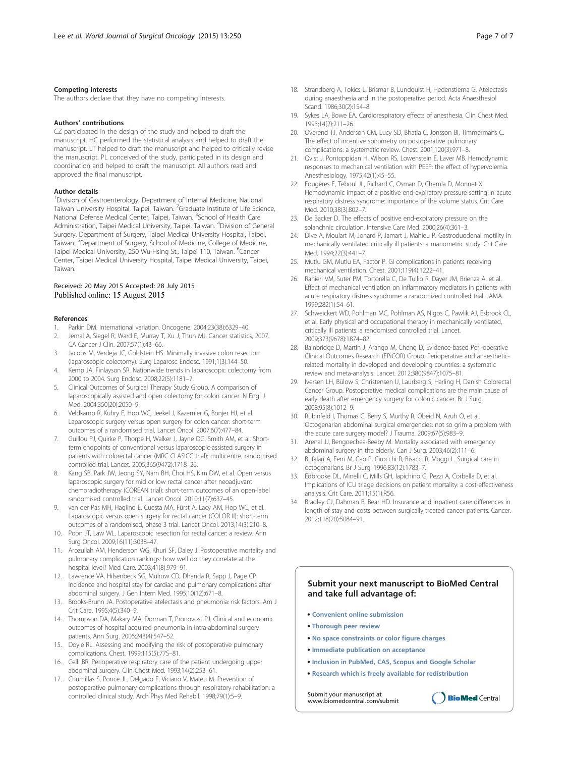### Competing interests

The authors declare that they have no competing interests.

### Authors' contributions

CZ participated in the design of the study and helped to draft the manuscript. HC performed the statistical analysis and helped to draft the manuscript. LT helped to draft the manuscript and helped to critically revise the manuscript. PL conceived of the study, participated in its design and coordination and helped to draft the manuscript. All authors read and approved the final manuscript.

### Author details

[1]Division of Gastroenterology, Department of Internal Medicine, National Taiwan University Hospital, Taipei, Taiwan. [2]Graduate Institute of Life Science, National Defense Medical Center, Taipei, Taiwan. [3]School of Health Care Administration, Taipei Medical University, Taipei, Taiwan. [4]Division of General Surgery, Department of Surgery, Taipei Medical University Hospital, Taipei, Taiwan. [5]Department of Surgery, School of Medicine, College of Medicine, Taipei Medical University, 250 Wu-Hsing St., Taipei 110, Taiwan. [6]Cancer Center, Taipei Medical University Hospital, Taipei Medical University, Taipei, Taiwan.

Received: 20 May 2015 Accepted: 28 July 2015
Published online: 15 August 2015

### References

1. Parkin DM. International variation. Oncogene. 2004;23(38):6329–40.
2. Jemal A, Siegel R, Ward E, Murray T, Xu J, Thun MJ. Cancer statistics, 2007. CA Cancer J Clin. 2007;57(1):43–66.
3. Jacobs M, Verdeja JC, Goldstein HS. Minimally invasive colon resection (laparoscopic colectomy). Surg Laparosc Endosc. 1991;1(3):144–50.
4. Kemp JA, Finlayson SR. Nationwide trends in laparoscopic colectomy from 2000 to 2004. Surg Endosc. 2008;22(5):1181–7.
5. Clinical Outcomes of Surgical Therapy Study Group. A comparison of laparoscopically assisted and open colectomy for colon cancer. N Engl J Med. 2004;350(20):2050–9.
6. Veldkamp R, Kuhry E, Hop WC, Jeekel J, Kazemier G, Bonjer HJ, et al. Laparoscopic surgery versus open surgery for colon cancer: short-term outcomes of a randomised trial. Lancet Oncol. 2007;6(7):477–84.
7. Guillou PJ, Quirke P, Thorpe H, Walker J, Jayne DG, Smith AM, et al. Short-term endpoints of conventional versus laparoscopic-assisted surgery in patients with colorectal cancer (MRC CLASICC trial): multicentre, randomised controlled trial. Lancet. 2005;365(9472):1718–26.
8. Kang SB, Park JW, Jeong SY, Nam BH, Choi HS, Kim DW, et al. Open versus laparoscopic surgery for mid or low rectal cancer after neoadjuvant chemoradiotherapy (COREAN trial): short-term outcomes of an open-label randomised controlled trial. Lancet Oncol. 2010;11(7):637–45.
9. van der Pas MH, Haglind E, Cuesta MA, Fürst A, Lacy AM, Hop WC, et al. Laparoscopic versus open surgery for rectal cancer (COLOR II): short-term outcomes of a randomised, phase 3 trial. Lancet Oncol. 2013;14(3):210–8.
10. Poon JT, Law WL. Laparoscopic resection for rectal cancer: a review. Ann Surg Oncol. 2009;16(11):3038–47.
11. Arozullah AM, Henderson WG, Khuri SF, Daley J. Postoperative mortality and pulmonary complication rankings: how well do they correlate at the hospital level? Med Care. 2003;41(8):979–91.
12. Lawrence VA, Hilsenbeck SG, Mulrow CD, Dhanda R, Sapp J, Page CP. Incidence and hospital stay for cardiac and pulmonary complications after abdominal surgery. J Gen Intern Med. 1995;10(12):671–8.
13. Brooks-Brunn JA. Postoperative atelectasis and pneumonia: risk factors. Am J Crit Care. 1995;4(5):340–9.
14. Thompson DA, Makary MA, Dorman T, Pronovost PJ. Clinical and economic outcomes of hospital acquired pneumonia in intra-abdominal surgery patients. Ann Surg. 2006;243(4):547–52.
15. Doyle RL. Assessing and modifying the risk of postoperative pulmonary complications. Chest. 1999;115(5):77S–81.
16. Celli BR. Perioperative respiratory care of the patient undergoing upper abdominal surgery. Clin Chest Med. 1993;14(2):253–61.
17. Chumillas S, Ponce JL, Delgado F, Viciano V, Mateu M. Prevention of postoperative pulmonary complications through respiratory rehabilitation: a controlled clinical study. Arch Phys Med Rehabil. 1998;79(1):5–9.
18. Strandberg A, Tokics L, Brismar B, Lundquist H, Hedenstierna G. Atelectasis during anaesthesia and in the postoperative period. Acta Anaesthesiol Scand. 1986;30(2):154–8.
19. Sykes LA, Bowe EA. Cardiorespiratory effects of anesthesia. Clin Chest Med. 1993;14(2):211–26.
20. Overend TJ, Anderson CM, Lucy SD, Bhatia C, Jonsson BI, Timmermans C. The effect of incentive spirometry on postoperative pulmonary complications: a systematic review. Chest. 2001;120(3):971–8.
21. Qvist J, Pontoppidan H, Wilson RS, Lowenstein E, Laver MB. Hemodynamic responses to mechanical ventilation with PEEP: the effect of hypervolemia. Anesthesiology. 1975;42(1):45–55.
22. Fougères E, Teboul JL, Richard C, Osman D, Chemla D, Monnet X. Hemodynamic impact of a positive end-expiratory pressure setting in acute respiratory distress syndrome: importance of the volume status. Crit Care Med. 2010;38(3):802–7.
23. De Backer D. The effects of positive end-expiratory pressure on the splanchnic circulation. Intensive Care Med. 2000;26(4):361–3.
24. Dive A, Moulart M, Jonard P, Jamart J, Mahieu P. Gastroduodenal motility in mechanically ventilated critically ill patients: a manometric study. Crit Care Med. 1994;22(3):441–7.
25. Mutlu GM, Mutlu EA, Factor P. GI complications in patients receiving mechanical ventilation. Chest. 2001;119(4):1222–41.
26. Ranieri VM, Suter PM, Tortorella C, De Tullio R, Dayer JM, Brienza A, et al. Effect of mechanical ventilation on inflammatory mediators in patients with acute respiratory distress syndrome: a randomized controlled trial. JAMA. 1999;282(1):54–61.
27. Schweickert WD, Pohlman MC, Pohlman AS, Nigos C, Pawlik AJ, Esbrook CL, et al. Early physical and occupational therapy in mechanically ventilated, critically ill patients: a randomised controlled trial. Lancet. 2009;373(9678):1874–82.
28. Bainbridge D, Martin J, Arango M, Cheng D, Evidence-based Peri-operative Clinical Outcomes Research (EPiCOR) Group. Perioperative and anaesthetic-related mortality in developed and developing countries: a systematic review and meta-analysis. Lancet. 2012;380(9847):1075–81.
29. Iversen LH, Bülow S, Christensen IJ, Laurberg S, Harling H, Danish Colorectal Cancer Group. Postoperative medical complications are the main cause of early death after emergency surgery for colonic cancer. Br J Surg. 2008;95(8):1012–9.
30. Rubinfeld I, Thomas C, Berry S, Murthy R, Obeid N, Azuh O, et al. Octogenarian abdominal surgical emergencies: not so grim a problem with the acute care surgery model? J Trauma. 2009;67(5):983–9.
31. Arenal JJ, Bengoechea-Beeby M. Mortality associated with emergency abdominal surgery in the elderly. Can J Surg. 2003;46(2):111–6.
32. Bufalari A, Ferri M, Cao P, Cirocchi R, Bisacci R, Moggi L. Surgical care in octogenarians. Br J Surg. 1996;83(12):1783–7.
33. Edbrooke DL, Minelli C, Mills GH, Iapichino G, Pezzi A, Corbella D, et al. Implications of ICU triage decisions on patient mortality: a cost-effectiveness analysis. Crit Care. 2011;15(1):R56.
34. Bradley CJ, Dahman B, Bear HD. Insurance and inpatient care: differences in length of stay and costs between surgically treated cancer patients. Cancer. 2012;118(20):5084–91.

**Submit your next manuscript to BioMed Central and take full advantage of:**

- Convenient online submission
- Thorough peer review
- No space constraints or color figure charges
- Immediate publication on acceptance
- Inclusion in PubMed, CAS, Scopus and Google Scholar
- Research which is freely available for redistribution

Submit your manuscript at
www.biomedcentral.com/submit

BioMed Central